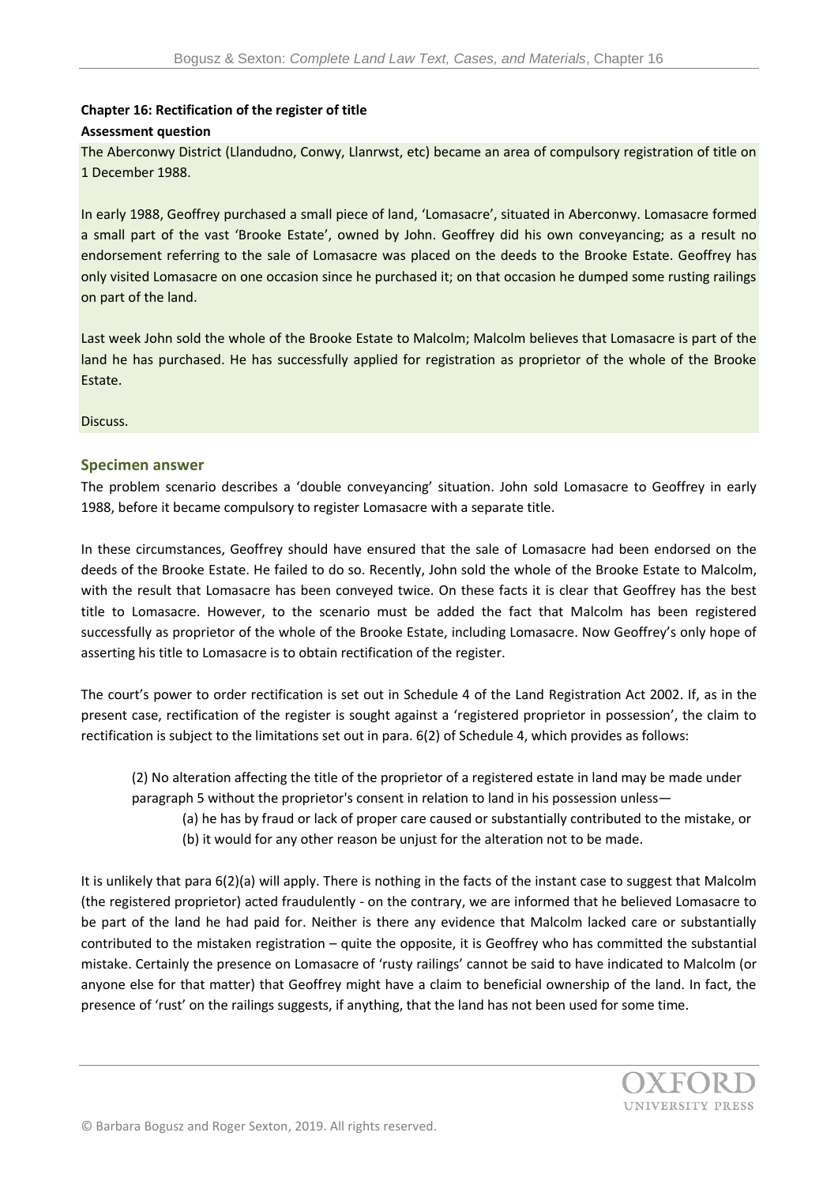**Chapter 16: Rectification of the register of title**

**Assessment question**

The Aberconwy District (Llandudno, Conwy, Llanrwst, etc) became an area of compulsory registration of title on 1 December 1988.

In early 1988, Geoffrey purchased a small piece of land, 'Lomasacre', situated in Aberconwy. Lomasacre formed a small part of the vast 'Brooke Estate', owned by John. Geoffrey did his own conveyancing; as a result no endorsement referring to the sale of Lomasacre was placed on the deeds to the Brooke Estate. Geoffrey has only visited Lomasacre on one occasion since he purchased it; on that occasion he dumped some rusting railings on part of the land.

Last week John sold the whole of the Brooke Estate to Malcolm; Malcolm believes that Lomasacre is part of the land he has purchased. He has successfully applied for registration as proprietor of the whole of the Brooke Estate.

Discuss.

## Specimen answer

The problem scenario describes a 'double conveyancing' situation. John sold Lomasacre to Geoffrey in early 1988, before it became compulsory to register Lomasacre with a separate title.

In these circumstances, Geoffrey should have ensured that the sale of Lomasacre had been endorsed on the deeds of the Brooke Estate. He failed to do so. Recently, John sold the whole of the Brooke Estate to Malcolm, with the result that Lomasacre has been conveyed twice. On these facts it is clear that Geoffrey has the best title to Lomasacre. However, to the scenario must be added the fact that Malcolm has been registered successfully as proprietor of the whole of the Brooke Estate, including Lomasacre. Now Geoffrey's only hope of asserting his title to Lomasacre is to obtain rectification of the register.

The court's power to order rectification is set out in Schedule 4 of the Land Registration Act 2002. If, as in the present case, rectification of the register is sought against a 'registered proprietor in possession', the claim to rectification is subject to the limitations set out in para. 6(2) of Schedule 4, which provides as follows:

> (2) No alteration affecting the title of the proprietor of a registered estate in land may be made under paragraph 5 without the proprietor's consent in relation to land in his possession unless—
>
> (a) he has by fraud or lack of proper care caused or substantially contributed to the mistake, or
>
> (b) it would for any other reason be unjust for the alteration not to be made.

It is unlikely that para 6(2)(a) will apply. There is nothing in the facts of the instant case to suggest that Malcolm (the registered proprietor) acted fraudulently - on the contrary, we are informed that he believed Lomasacre to be part of the land he had paid for. Neither is there any evidence that Malcolm lacked care or substantially contributed to the mistaken registration – quite the opposite, it is Geoffrey who has committed the substantial mistake. Certainly the presence on Lomasacre of 'rusty railings' cannot be said to have indicated to Malcolm (or anyone else for that matter) that Geoffrey might have a claim to beneficial ownership of the land. In fact, the presence of 'rust' on the railings suggests, if anything, that the land has not been used for some time.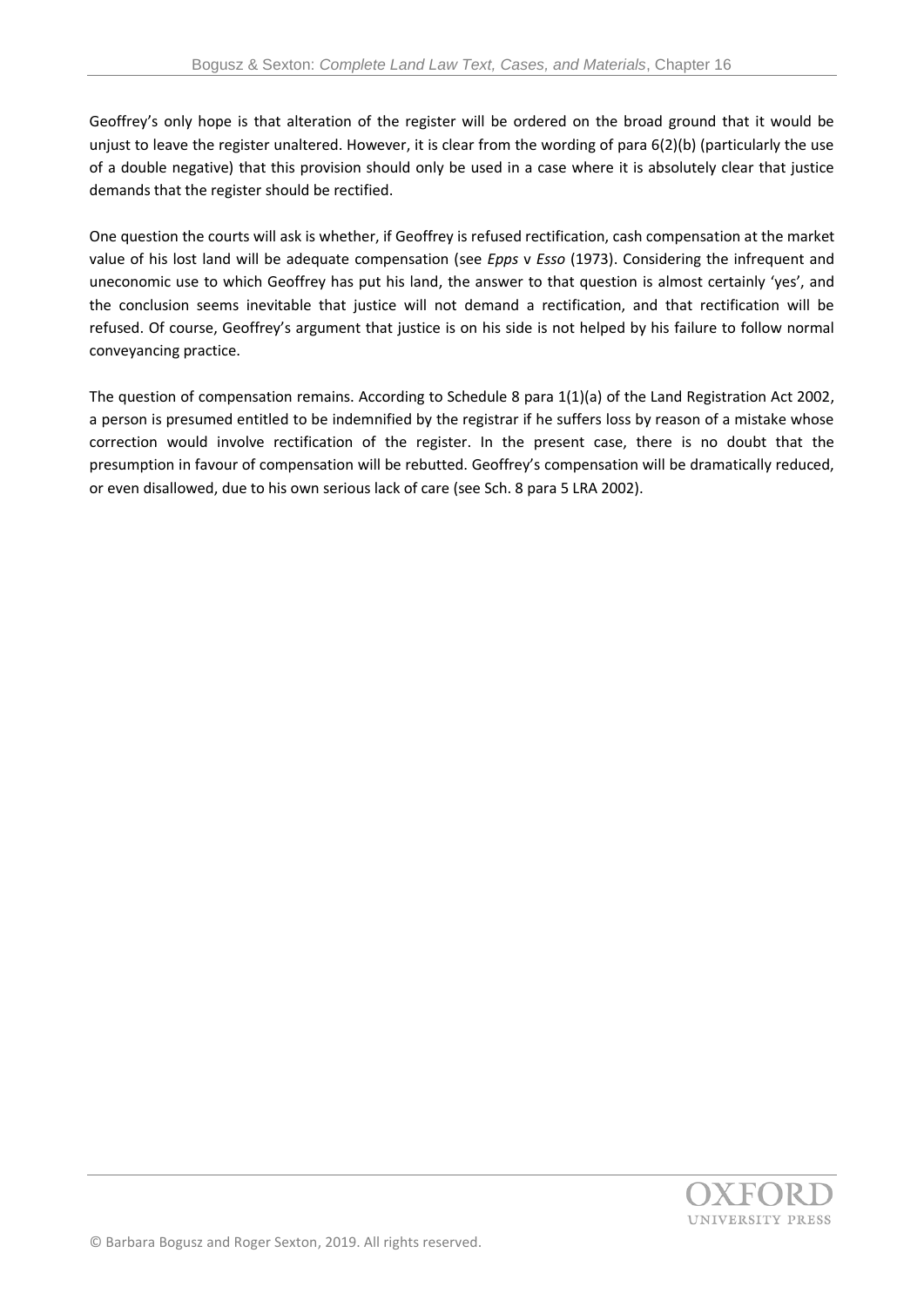Geoffrey's only hope is that alteration of the register will be ordered on the broad ground that it would be unjust to leave the register unaltered. However, it is clear from the wording of para 6(2)(b) (particularly the use of a double negative) that this provision should only be used in a case where it is absolutely clear that justice demands that the register should be rectified.

One question the courts will ask is whether, if Geoffrey is refused rectification, cash compensation at the market value of his lost land will be adequate compensation (see *Epps* v *Esso* (1973). Considering the infrequent and uneconomic use to which Geoffrey has put his land, the answer to that question is almost certainly 'yes', and the conclusion seems inevitable that justice will not demand a rectification, and that rectification will be refused. Of course, Geoffrey's argument that justice is on his side is not helped by his failure to follow normal conveyancing practice.

The question of compensation remains. According to Schedule 8 para 1(1)(a) of the Land Registration Act 2002, a person is presumed entitled to be indemnified by the registrar if he suffers loss by reason of a mistake whose correction would involve rectification of the register. In the present case, there is no doubt that the presumption in favour of compensation will be rebutted. Geoffrey's compensation will be dramatically reduced, or even disallowed, due to his own serious lack of care (see Sch. 8 para 5 LRA 2002).